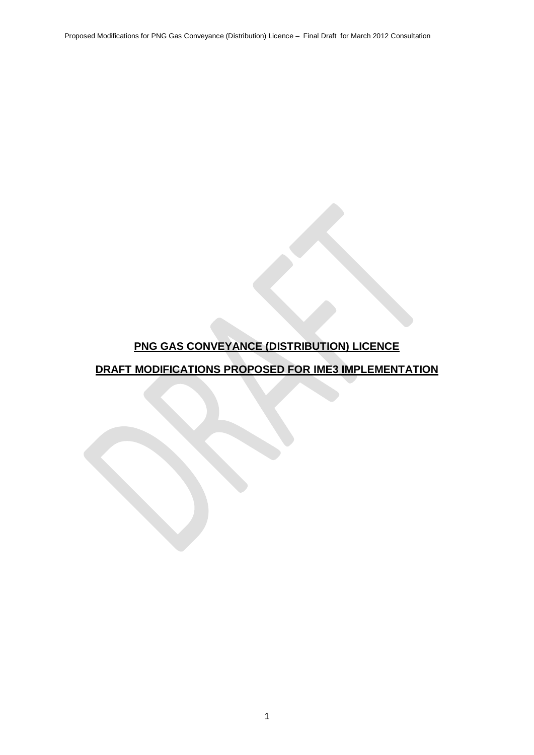# PNG GAS CONVEYANCE (DISTRIBUTION) LICENCE

## DRAFT MODIFICATIONS PROPOSED FOR IME3 IMPLEMENTATION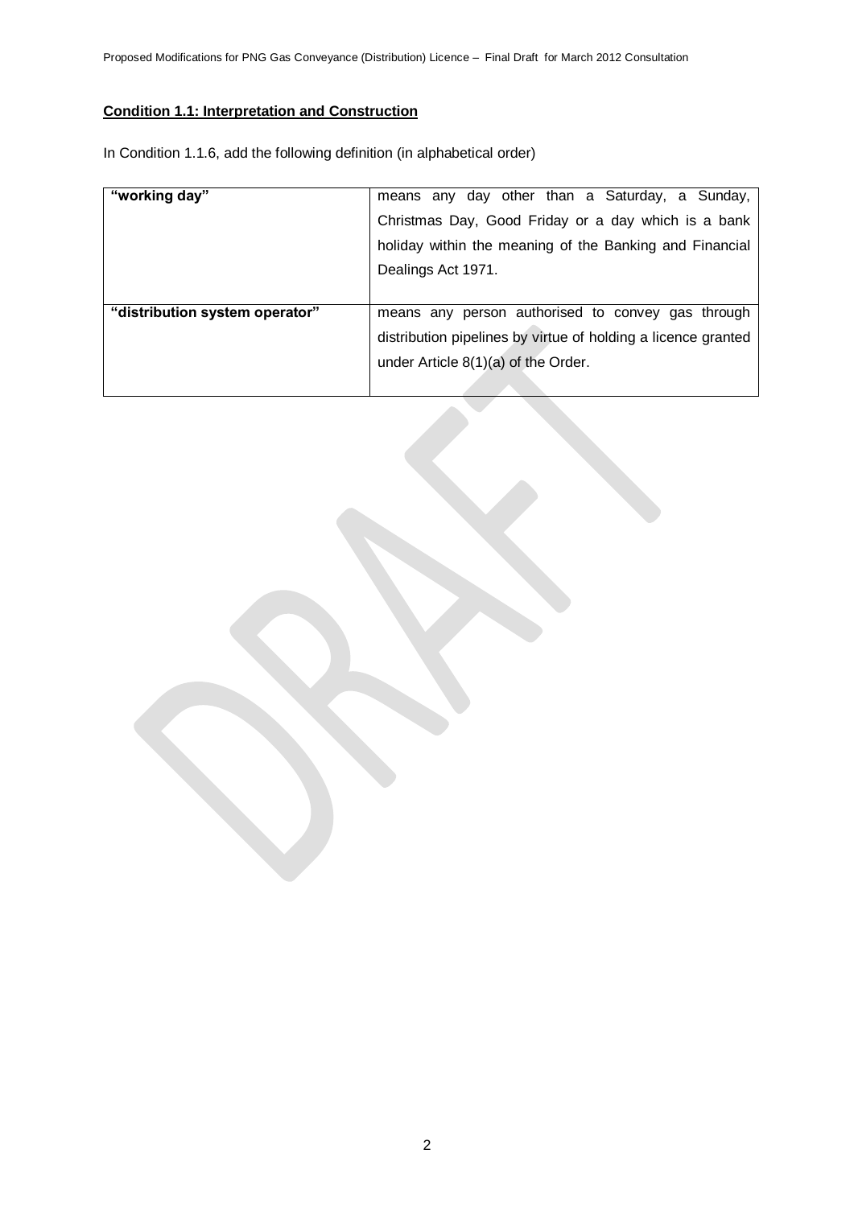**Condition 1.1: Interpretation and Construction**

In Condition 1.1.6, add the following definition (in alphabetical order)

| | |
|---|---|
| **"working day"** | means any day other than a Saturday, a Sunday, Christmas Day, Good Friday or a day which is a bank holiday within the meaning of the Banking and Financial Dealings Act 1971. |
| **"distribution system operator"** | means any person authorised to convey gas through distribution pipelines by virtue of holding a licence granted under Article 8(1)(a) of the Order. |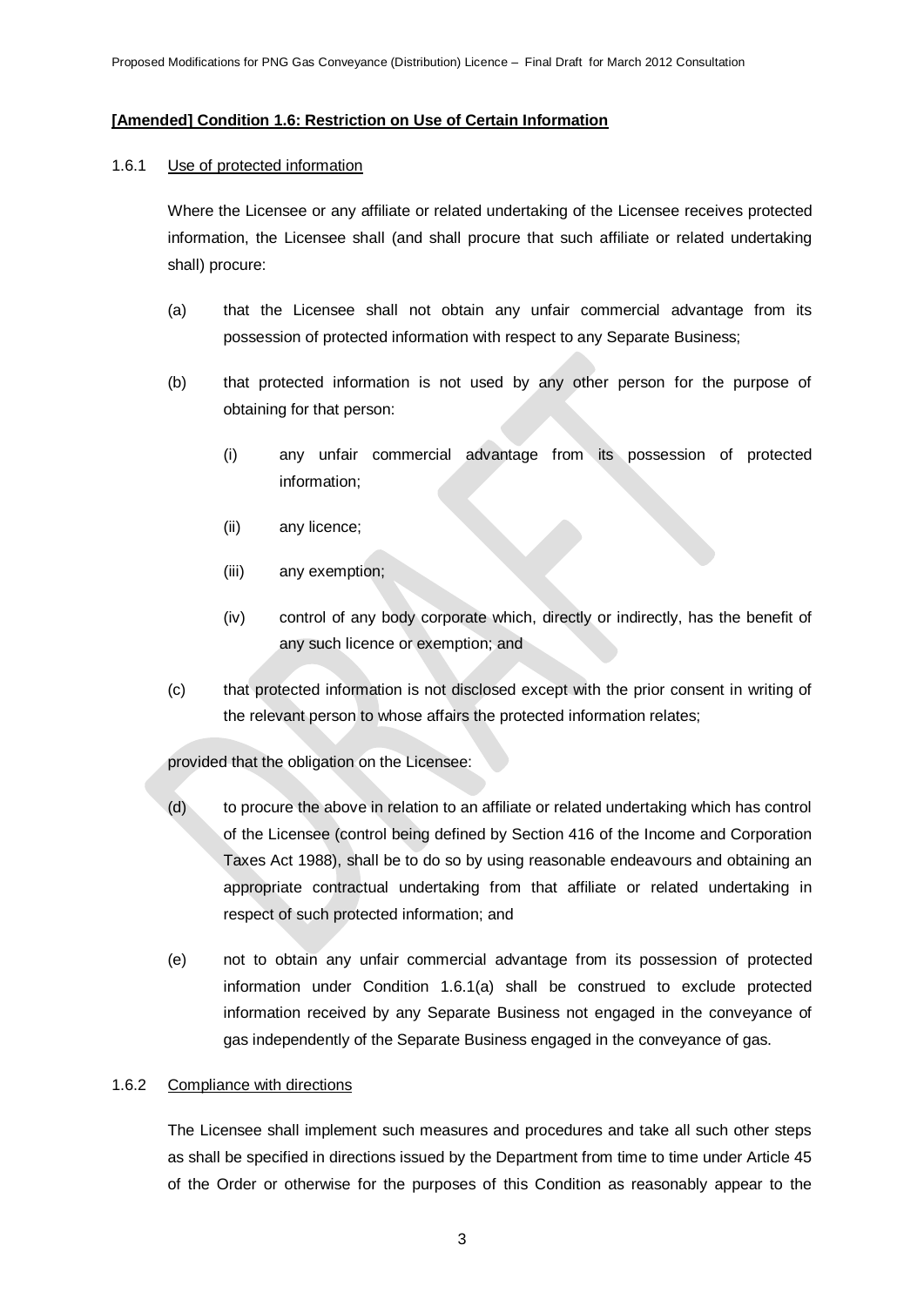**[Amended] Condition 1.6: Restriction on Use of Certain Information**

1.6.1 Use of protected information

Where the Licensee or any affiliate or related undertaking of the Licensee receives protected information, the Licensee shall (and shall procure that such affiliate or related undertaking shall) procure:

(a) that the Licensee shall not obtain any unfair commercial advantage from its possession of protected information with respect to any Separate Business;

(b) that protected information is not used by any other person for the purpose of obtaining for that person:

(i) any unfair commercial advantage from its possession of protected information;

(ii) any licence;

(iii) any exemption;

(iv) control of any body corporate which, directly or indirectly, has the benefit of any such licence or exemption; and

(c) that protected information is not disclosed except with the prior consent in writing of the relevant person to whose affairs the protected information relates;

provided that the obligation on the Licensee:

(d) to procure the above in relation to an affiliate or related undertaking which has control of the Licensee (control being defined by Section 416 of the Income and Corporation Taxes Act 1988), shall be to do so by using reasonable endeavours and obtaining an appropriate contractual undertaking from that affiliate or related undertaking in respect of such protected information; and

(e) not to obtain any unfair commercial advantage from its possession of protected information under Condition 1.6.1(a) shall be construed to exclude protected information received by any Separate Business not engaged in the conveyance of gas independently of the Separate Business engaged in the conveyance of gas.

1.6.2 Compliance with directions

The Licensee shall implement such measures and procedures and take all such other steps as shall be specified in directions issued by the Department from time to time under Article 45 of the Order or otherwise for the purposes of this Condition as reasonably appear to the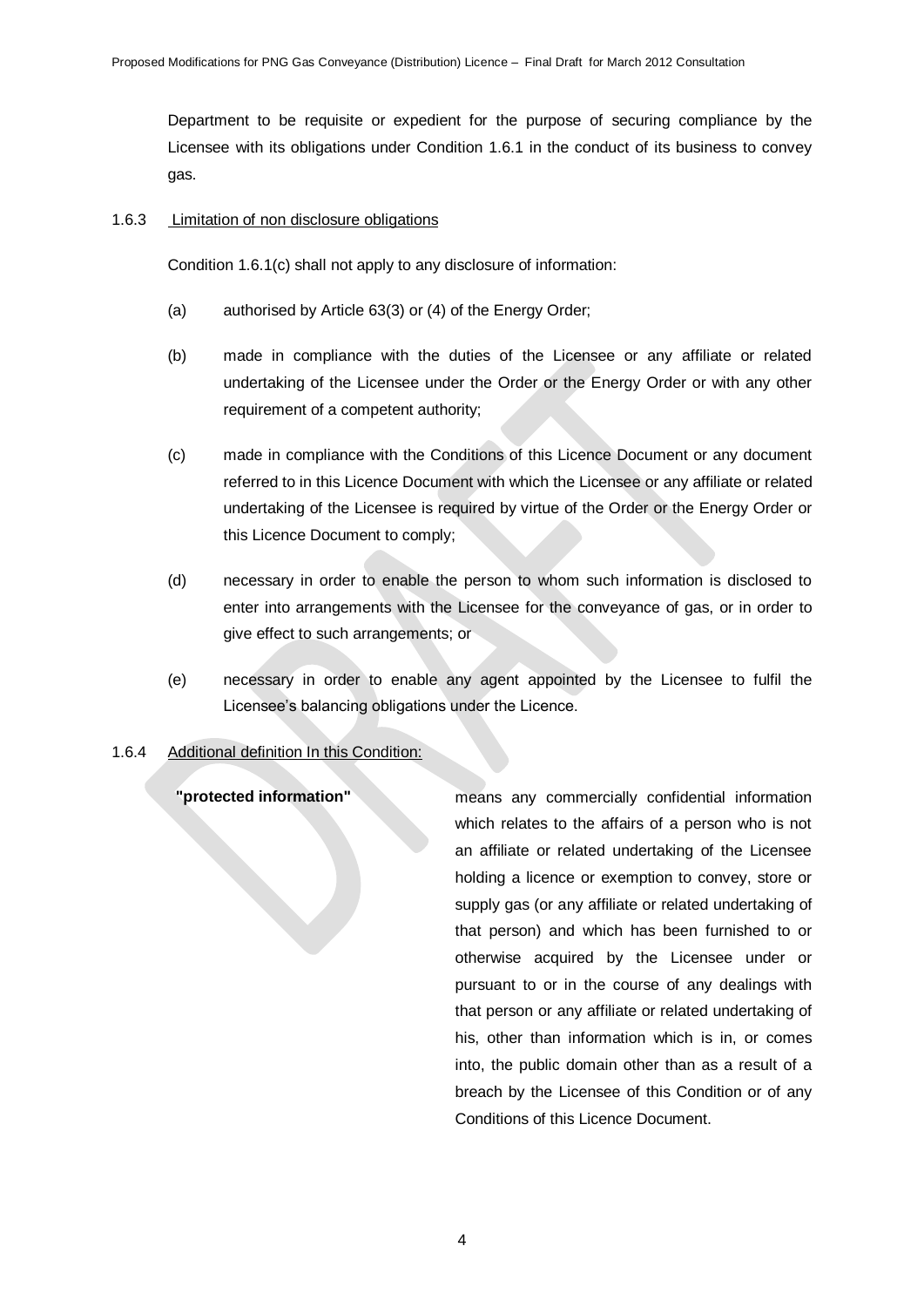Department to be requisite or expedient for the purpose of securing compliance by the Licensee with its obligations under Condition 1.6.1 in the conduct of its business to convey gas.

1.6.3 Limitation of non disclosure obligations

Condition 1.6.1(c) shall not apply to any disclosure of information:

(a) authorised by Article 63(3) or (4) of the Energy Order;

(b) made in compliance with the duties of the Licensee or any affiliate or related undertaking of the Licensee under the Order or the Energy Order or with any other requirement of a competent authority;

(c) made in compliance with the Conditions of this Licence Document or any document referred to in this Licence Document with which the Licensee or any affiliate or related undertaking of the Licensee is required by virtue of the Order or the Energy Order or this Licence Document to comply;

(d) necessary in order to enable the person to whom such information is disclosed to enter into arrangements with the Licensee for the conveyance of gas, or in order to give effect to such arrangements; or

(e) necessary in order to enable any agent appointed by the Licensee to fulfil the Licensee's balancing obligations under the Licence.

1.6.4 Additional definition In this Condition:

**"protected information"** means any commercially confidential information which relates to the affairs of a person who is not an affiliate or related undertaking of the Licensee holding a licence or exemption to convey, store or supply gas (or any affiliate or related undertaking of that person) and which has been furnished to or otherwise acquired by the Licensee under or pursuant to or in the course of any dealings with that person or any affiliate or related undertaking of his, other than information which is in, or comes into, the public domain other than as a result of a breach by the Licensee of this Condition or of any Conditions of this Licence Document.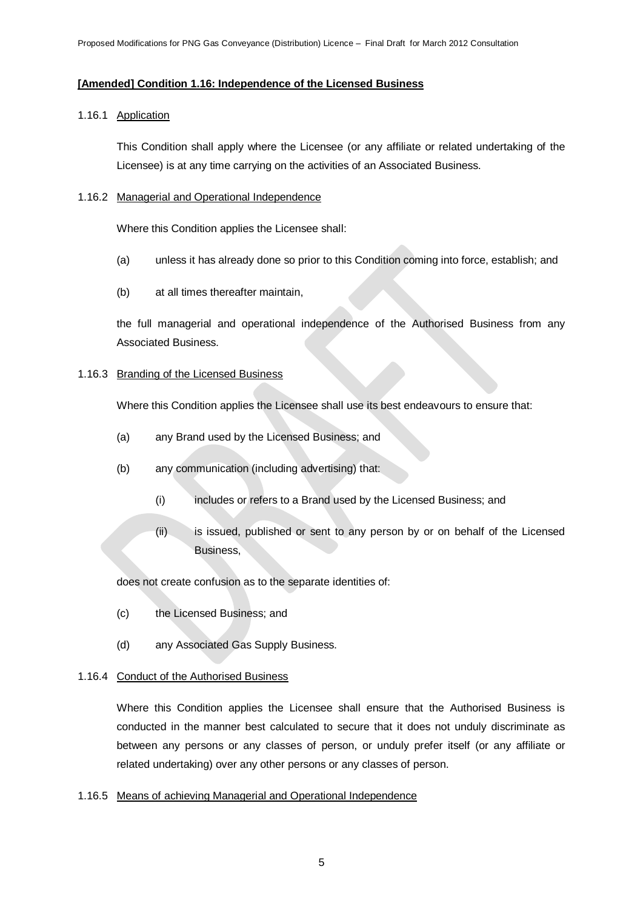**[Amended] Condition 1.16: Independence of the Licensed Business**

1.16.1 Application

This Condition shall apply where the Licensee (or any affiliate or related undertaking of the Licensee) is at any time carrying on the activities of an Associated Business.

1.16.2 Managerial and Operational Independence

Where this Condition applies the Licensee shall:

(a) unless it has already done so prior to this Condition coming into force, establish; and

(b) at all times thereafter maintain,

the full managerial and operational independence of the Authorised Business from any Associated Business.

1.16.3 Branding of the Licensed Business

Where this Condition applies the Licensee shall use its best endeavours to ensure that:

(a) any Brand used by the Licensed Business; and

(b) any communication (including advertising) that:

(i) includes or refers to a Brand used by the Licensed Business; and

(ii) is issued, published or sent to any person by or on behalf of the Licensed Business,

does not create confusion as to the separate identities of:

(c) the Licensed Business; and

(d) any Associated Gas Supply Business.

1.16.4 Conduct of the Authorised Business

Where this Condition applies the Licensee shall ensure that the Authorised Business is conducted in the manner best calculated to secure that it does not unduly discriminate as between any persons or any classes of person, or unduly prefer itself (or any affiliate or related undertaking) over any other persons or any classes of person.

1.16.5 Means of achieving Managerial and Operational Independence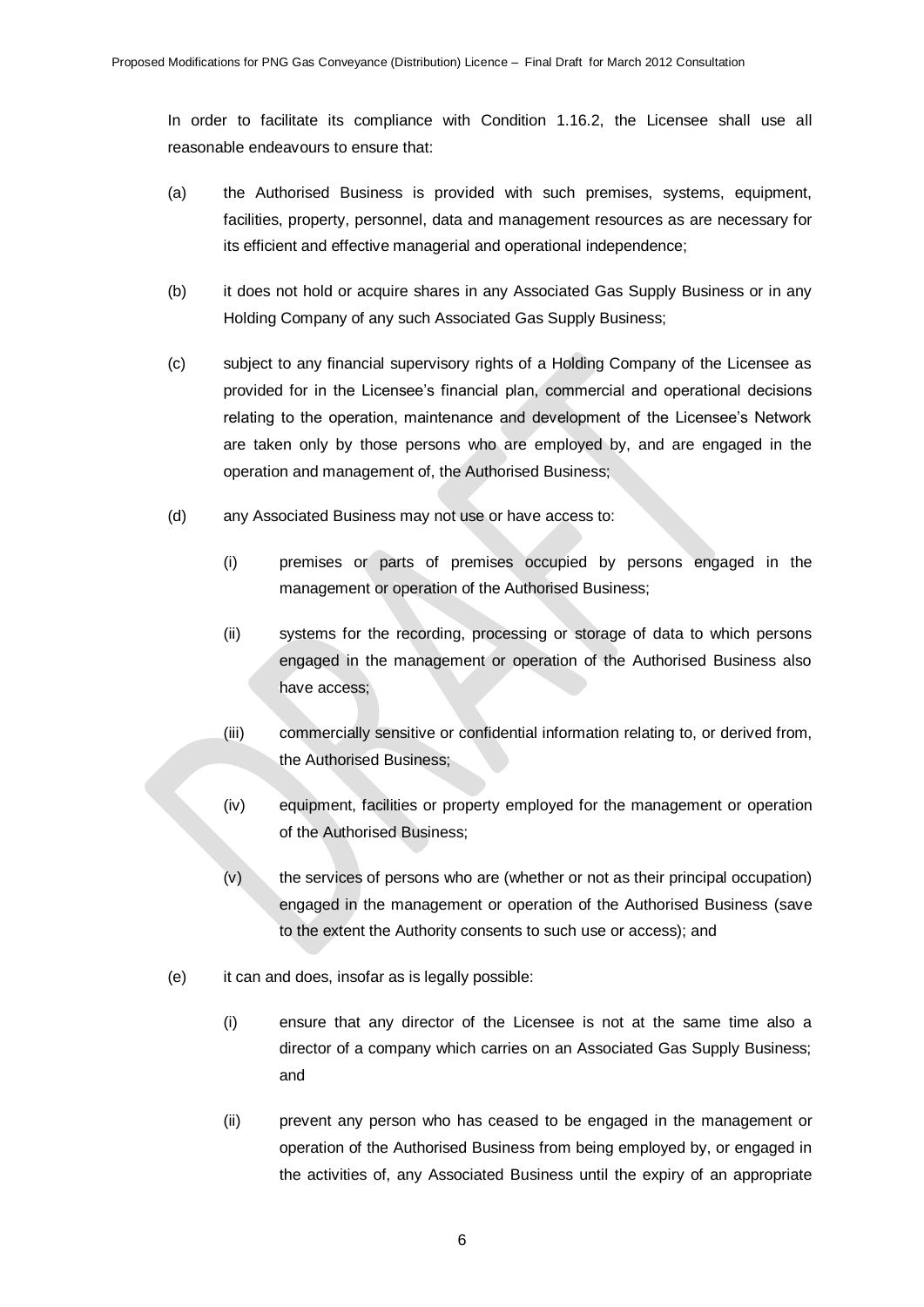In order to facilitate its compliance with Condition 1.16.2, the Licensee shall use all reasonable endeavours to ensure that:

(a) the Authorised Business is provided with such premises, systems, equipment, facilities, property, personnel, data and management resources as are necessary for its efficient and effective managerial and operational independence;

(b) it does not hold or acquire shares in any Associated Gas Supply Business or in any Holding Company of any such Associated Gas Supply Business;

(c) subject to any financial supervisory rights of a Holding Company of the Licensee as provided for in the Licensee's financial plan, commercial and operational decisions relating to the operation, maintenance and development of the Licensee's Network are taken only by those persons who are employed by, and are engaged in the operation and management of, the Authorised Business;

(d) any Associated Business may not use or have access to:

   (i) premises or parts of premises occupied by persons engaged in the management or operation of the Authorised Business;

   (ii) systems for the recording, processing or storage of data to which persons engaged in the management or operation of the Authorised Business also have access;

   (iii) commercially sensitive or confidential information relating to, or derived from, the Authorised Business;

   (iv) equipment, facilities or property employed for the management or operation of the Authorised Business;

   (v) the services of persons who are (whether or not as their principal occupation) engaged in the management or operation of the Authorised Business (save to the extent the Authority consents to such use or access); and

(e) it can and does, insofar as is legally possible:

   (i) ensure that any director of the Licensee is not at the same time also a director of a company which carries on an Associated Gas Supply Business; and

   (ii) prevent any person who has ceased to be engaged in the management or operation of the Authorised Business from being employed by, or engaged in the activities of, any Associated Business until the expiry of an appropriate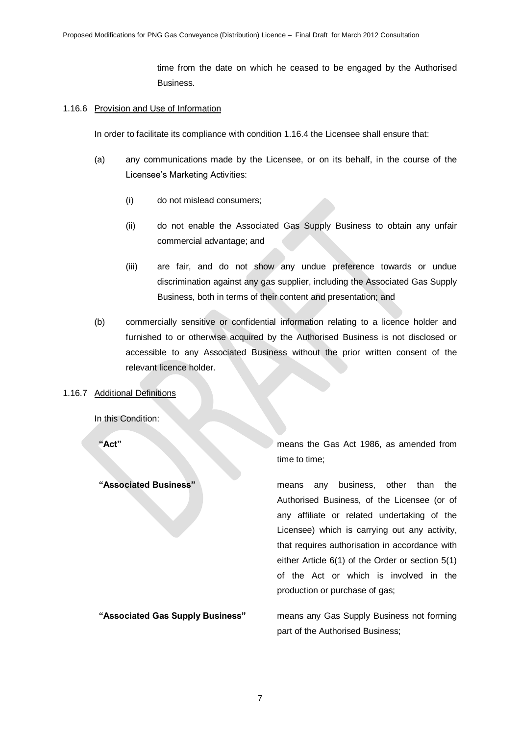time from the date on which he ceased to be engaged by the Authorised Business.

1.16.6 Provision and Use of Information

In order to facilitate its compliance with condition 1.16.4 the Licensee shall ensure that:

(a) any communications made by the Licensee, or on its behalf, in the course of the Licensee's Marketing Activities:

  (i) do not mislead consumers;

  (ii) do not enable the Associated Gas Supply Business to obtain any unfair commercial advantage; and

  (iii) are fair, and do not show any undue preference towards or undue discrimination against any gas supplier, including the Associated Gas Supply Business, both in terms of their content and presentation; and

(b) commercially sensitive or confidential information relating to a licence holder and furnished to or otherwise acquired by the Authorised Business is not disclosed or accessible to any Associated Business without the prior written consent of the relevant licence holder.

1.16.7 Additional Definitions

In this Condition:

**"Act"** means the Gas Act 1986, as amended from time to time;

**"Associated Business"** means any business, other than the Authorised Business, of the Licensee (or of any affiliate or related undertaking of the Licensee) which is carrying out any activity, that requires authorisation in accordance with either Article 6(1) of the Order or section 5(1) of the Act or which is involved in the production or purchase of gas;

**"Associated Gas Supply Business"** means any Gas Supply Business not forming part of the Authorised Business;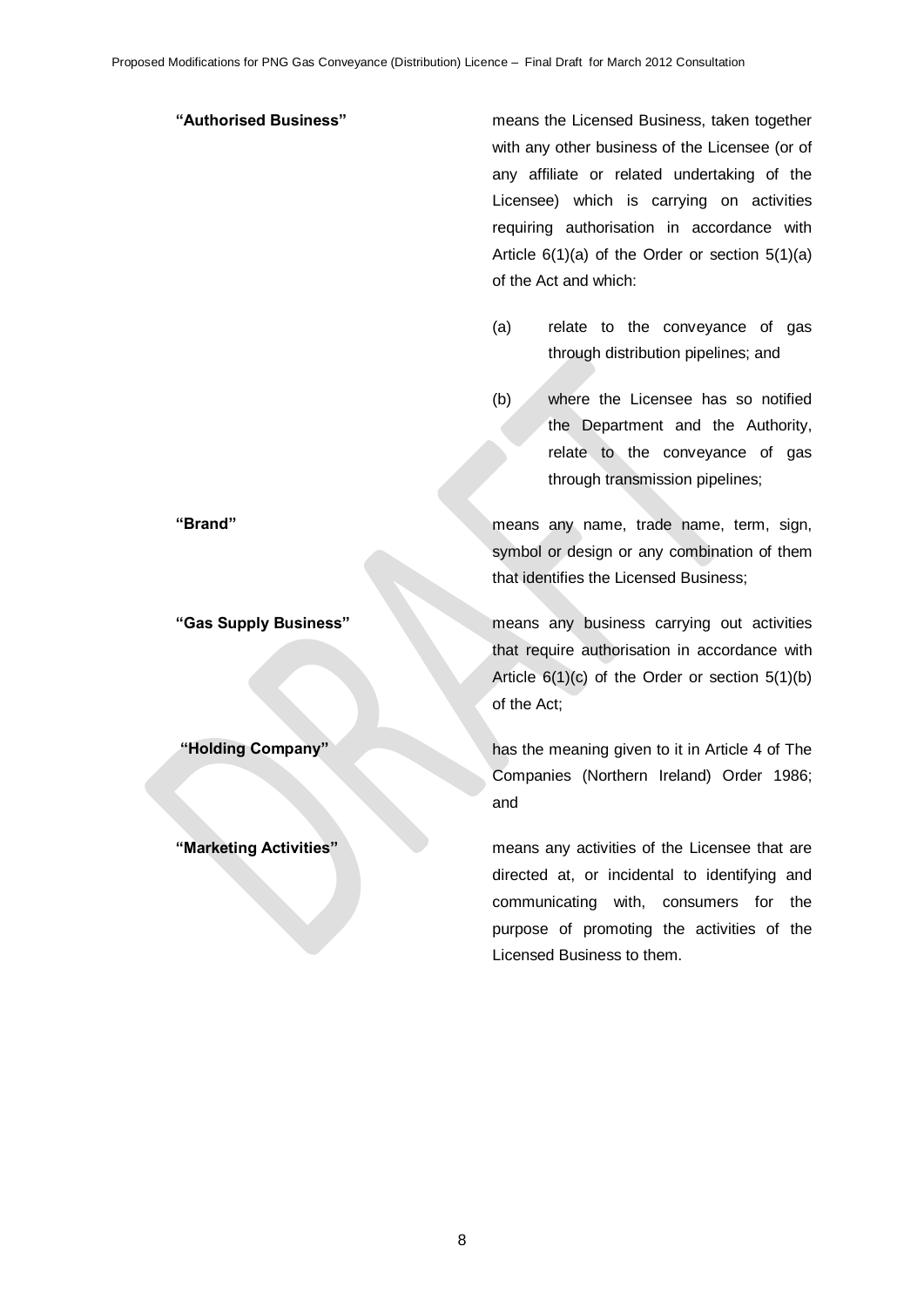**"Authorised Business"** means the Licensed Business, taken together with any other business of the Licensee (or of any affiliate or related undertaking of the Licensee) which is carrying on activities requiring authorisation in accordance with Article 6(1)(a) of the Order or section 5(1)(a) of the Act and which:

(a) relate to the conveyance of gas through distribution pipelines; and

(b) where the Licensee has so notified the Department and the Authority, relate to the conveyance of gas through transmission pipelines;

**"Brand"** means any name, trade name, term, sign, symbol or design or any combination of them that identifies the Licensed Business;

**"Gas Supply Business"** means any business carrying out activities that require authorisation in accordance with Article 6(1)(c) of the Order or section 5(1)(b) of the Act;

**"Holding Company"** has the meaning given to it in Article 4 of The Companies (Northern Ireland) Order 1986; and

**"Marketing Activities"** means any activities of the Licensee that are directed at, or incidental to identifying and communicating with, consumers for the purpose of promoting the activities of the Licensed Business to them.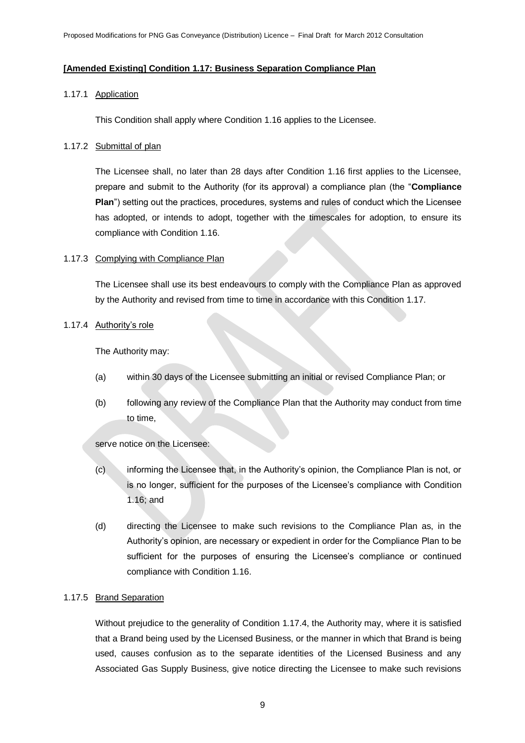**[Amended Existing] Condition 1.17: Business Separation Compliance Plan**

1.17.1 Application

This Condition shall apply where Condition 1.16 applies to the Licensee.

1.17.2 Submittal of plan

The Licensee shall, no later than 28 days after Condition 1.16 first applies to the Licensee, prepare and submit to the Authority (for its approval) a compliance plan (the "**Compliance Plan**") setting out the practices, procedures, systems and rules of conduct which the Licensee has adopted, or intends to adopt, together with the timescales for adoption, to ensure its compliance with Condition 1.16.

1.17.3 Complying with Compliance Plan

The Licensee shall use its best endeavours to comply with the Compliance Plan as approved by the Authority and revised from time to time in accordance with this Condition 1.17.

1.17.4 Authority's role

The Authority may:

(a) within 30 days of the Licensee submitting an initial or revised Compliance Plan; or

(b) following any review of the Compliance Plan that the Authority may conduct from time to time,

serve notice on the Licensee:

(c) informing the Licensee that, in the Authority's opinion, the Compliance Plan is not, or is no longer, sufficient for the purposes of the Licensee's compliance with Condition 1.16; and

(d) directing the Licensee to make such revisions to the Compliance Plan as, in the Authority's opinion, are necessary or expedient in order for the Compliance Plan to be sufficient for the purposes of ensuring the Licensee's compliance or continued compliance with Condition 1.16.

1.17.5 Brand Separation

Without prejudice to the generality of Condition 1.17.4, the Authority may, where it is satisfied that a Brand being used by the Licensed Business, or the manner in which that Brand is being used, causes confusion as to the separate identities of the Licensed Business and any Associated Gas Supply Business, give notice directing the Licensee to make such revisions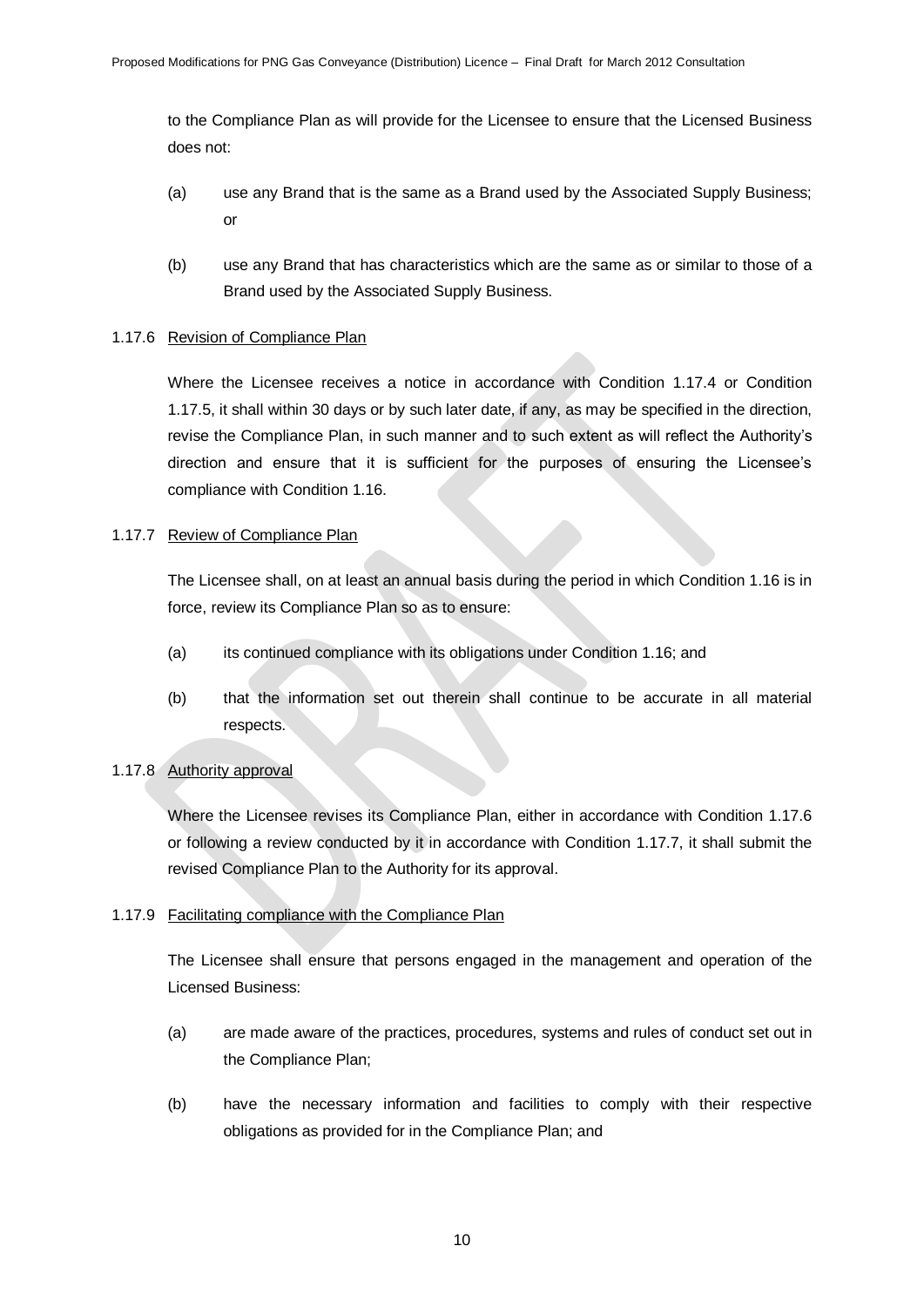to the Compliance Plan as will provide for the Licensee to ensure that the Licensed Business does not:

(a) use any Brand that is the same as a Brand used by the Associated Supply Business; or

(b) use any Brand that has characteristics which are the same as or similar to those of a Brand used by the Associated Supply Business.

1.17.6 Revision of Compliance Plan

Where the Licensee receives a notice in accordance with Condition 1.17.4 or Condition 1.17.5, it shall within 30 days or by such later date, if any, as may be specified in the direction, revise the Compliance Plan, in such manner and to such extent as will reflect the Authority's direction and ensure that it is sufficient for the purposes of ensuring the Licensee's compliance with Condition 1.16.

1.17.7 Review of Compliance Plan

The Licensee shall, on at least an annual basis during the period in which Condition 1.16 is in force, review its Compliance Plan so as to ensure:

(a) its continued compliance with its obligations under Condition 1.16; and

(b) that the information set out therein shall continue to be accurate in all material respects.

1.17.8 Authority approval

Where the Licensee revises its Compliance Plan, either in accordance with Condition 1.17.6 or following a review conducted by it in accordance with Condition 1.17.7, it shall submit the revised Compliance Plan to the Authority for its approval.

1.17.9 Facilitating compliance with the Compliance Plan

The Licensee shall ensure that persons engaged in the management and operation of the Licensed Business:

(a) are made aware of the practices, procedures, systems and rules of conduct set out in the Compliance Plan;

(b) have the necessary information and facilities to comply with their respective obligations as provided for in the Compliance Plan; and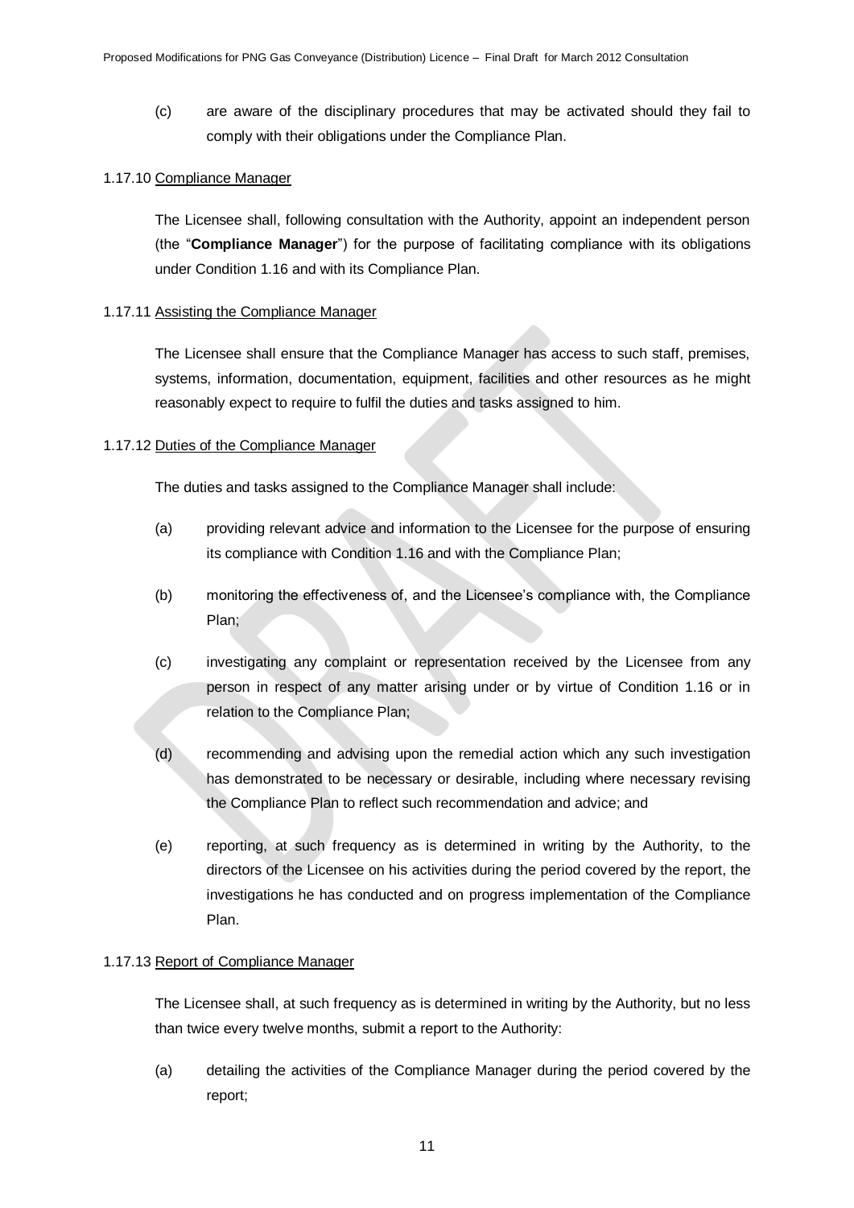(c) are aware of the disciplinary procedures that may be activated should they fail to comply with their obligations under the Compliance Plan.

1.17.10 <u>Compliance Manager</u>

The Licensee shall, following consultation with the Authority, appoint an independent person (the "**Compliance Manager**") for the purpose of facilitating compliance with its obligations under Condition 1.16 and with its Compliance Plan.

1.17.11 <u>Assisting the Compliance Manager</u>

The Licensee shall ensure that the Compliance Manager has access to such staff, premises, systems, information, documentation, equipment, facilities and other resources as he might reasonably expect to require to fulfil the duties and tasks assigned to him.

1.17.12 <u>Duties of the Compliance Manager</u>

The duties and tasks assigned to the Compliance Manager shall include:

(a) providing relevant advice and information to the Licensee for the purpose of ensuring its compliance with Condition 1.16 and with the Compliance Plan;

(b) monitoring the effectiveness of, and the Licensee's compliance with, the Compliance Plan;

(c) investigating any complaint or representation received by the Licensee from any person in respect of any matter arising under or by virtue of Condition 1.16 or in relation to the Compliance Plan;

(d) recommending and advising upon the remedial action which any such investigation has demonstrated to be necessary or desirable, including where necessary revising the Compliance Plan to reflect such recommendation and advice; and

(e) reporting, at such frequency as is determined in writing by the Authority, to the directors of the Licensee on his activities during the period covered by the report, the investigations he has conducted and on progress implementation of the Compliance Plan.

1.17.13 <u>Report of Compliance Manager</u>

The Licensee shall, at such frequency as is determined in writing by the Authority, but no less than twice every twelve months, submit a report to the Authority:

(a) detailing the activities of the Compliance Manager during the period covered by the report;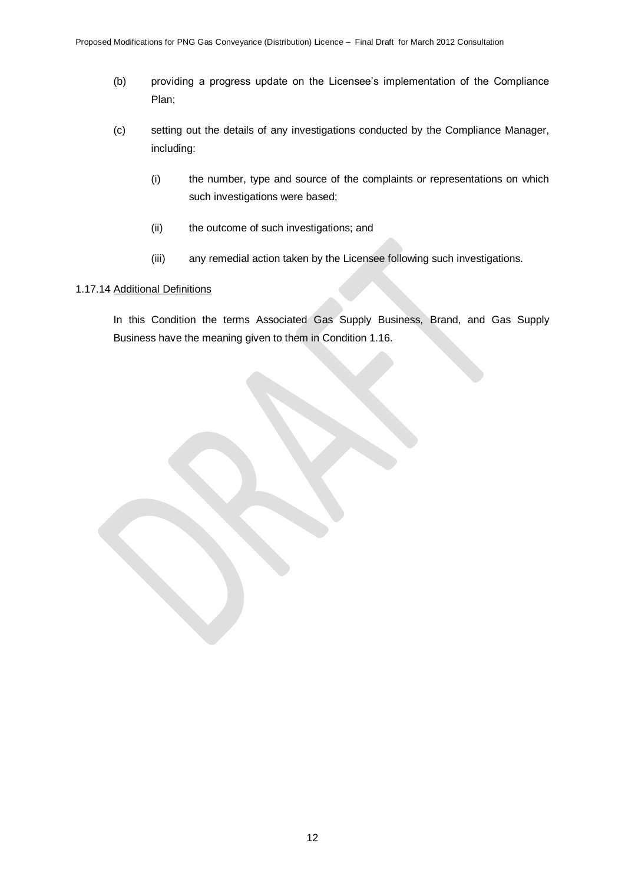(b) providing a progress update on the Licensee's implementation of the Compliance Plan;

(c) setting out the details of any investigations conducted by the Compliance Manager, including:

   (i) the number, type and source of the complaints or representations on which such investigations were based;

   (ii) the outcome of such investigations; and

   (iii) any remedial action taken by the Licensee following such investigations.

1.17.14 Additional Definitions

In this Condition the terms Associated Gas Supply Business, Brand, and Gas Supply Business have the meaning given to them in Condition 1.16.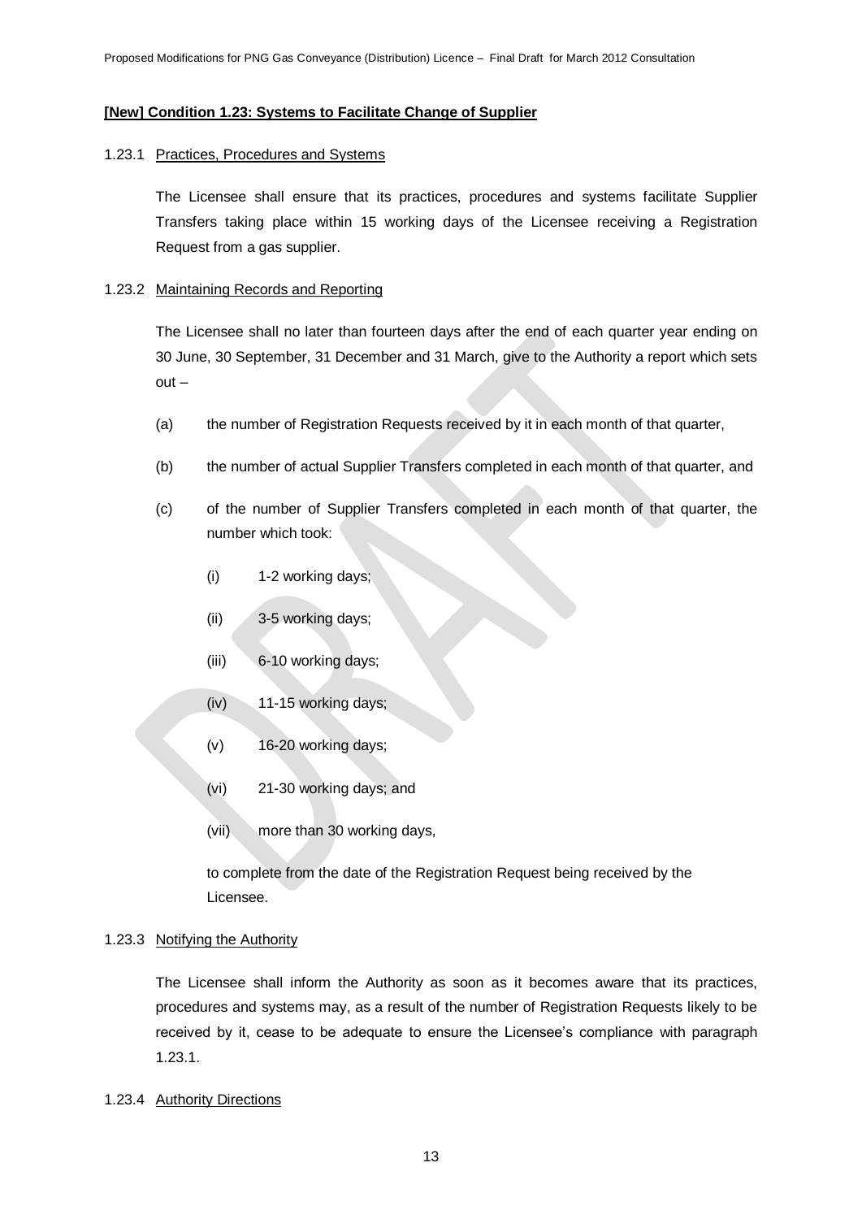**[New] Condition 1.23: Systems to Facilitate Change of Supplier**

1.23.1 Practices, Procedures and Systems

The Licensee shall ensure that its practices, procedures and systems facilitate Supplier Transfers taking place within 15 working days of the Licensee receiving a Registration Request from a gas supplier.

1.23.2 Maintaining Records and Reporting

The Licensee shall no later than fourteen days after the end of each quarter year ending on 30 June, 30 September, 31 December and 31 March, give to the Authority a report which sets out –

(a) the number of Registration Requests received by it in each month of that quarter,

(b) the number of actual Supplier Transfers completed in each month of that quarter, and

(c) of the number of Supplier Transfers completed in each month of that quarter, the number which took:

(i) 1-2 working days;

(ii) 3-5 working days;

(iii) 6-10 working days;

(iv) 11-15 working days;

(v) 16-20 working days;

(vi) 21-30 working days; and

(vii) more than 30 working days,

to complete from the date of the Registration Request being received by the Licensee.

1.23.3 Notifying the Authority

The Licensee shall inform the Authority as soon as it becomes aware that its practices, procedures and systems may, as a result of the number of Registration Requests likely to be received by it, cease to be adequate to ensure the Licensee's compliance with paragraph 1.23.1.

1.23.4 Authority Directions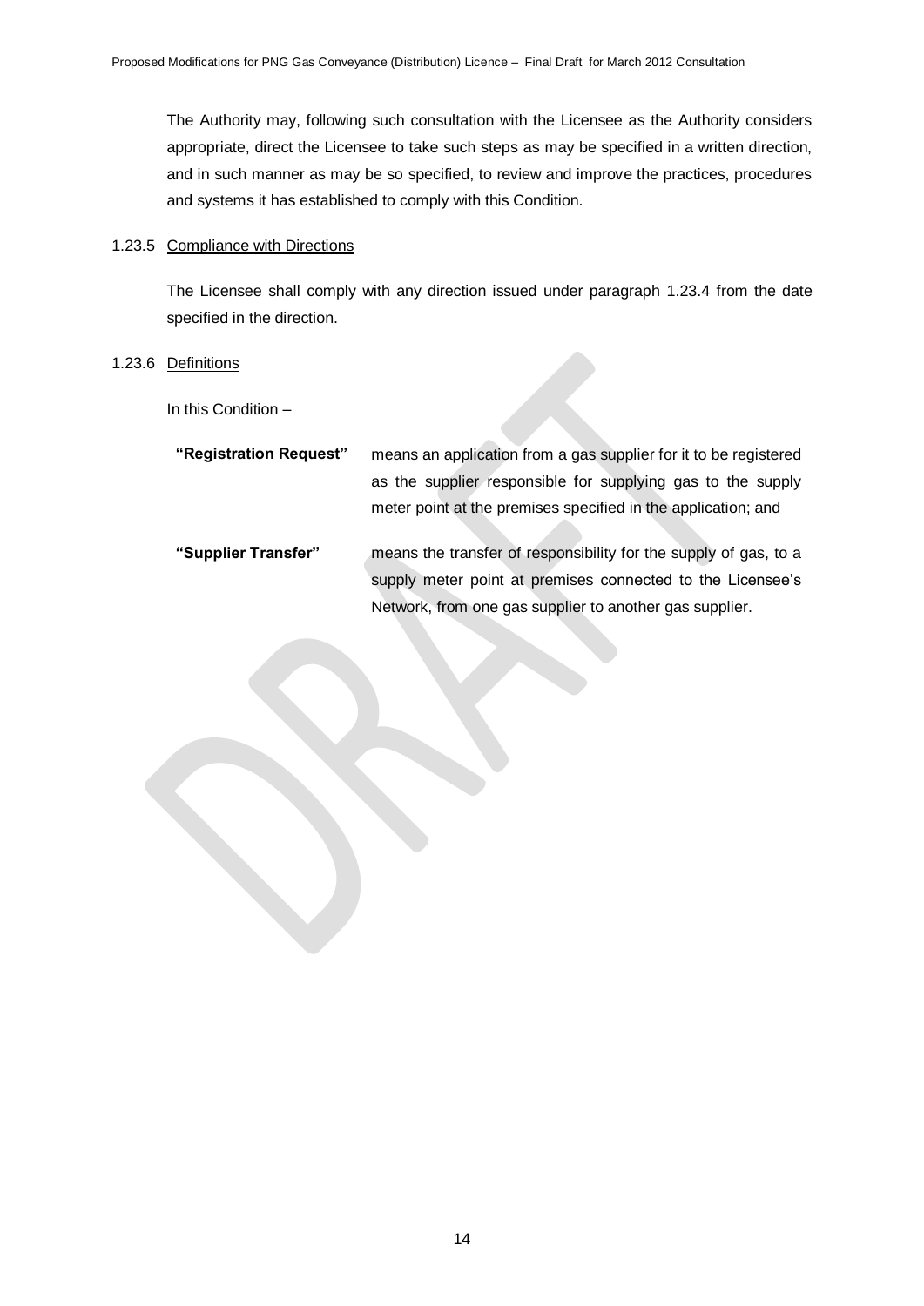The Authority may, following such consultation with the Licensee as the Authority considers appropriate, direct the Licensee to take such steps as may be specified in a written direction, and in such manner as may be so specified, to review and improve the practices, procedures and systems it has established to comply with this Condition.

1.23.5 Compliance with Directions

The Licensee shall comply with any direction issued under paragraph 1.23.4 from the date specified in the direction.

1.23.6 Definitions

In this Condition –

**"Registration Request"** means an application from a gas supplier for it to be registered as the supplier responsible for supplying gas to the supply meter point at the premises specified in the application; and

**"Supplier Transfer"** means the transfer of responsibility for the supply of gas, to a supply meter point at premises connected to the Licensee's Network, from one gas supplier to another gas supplier.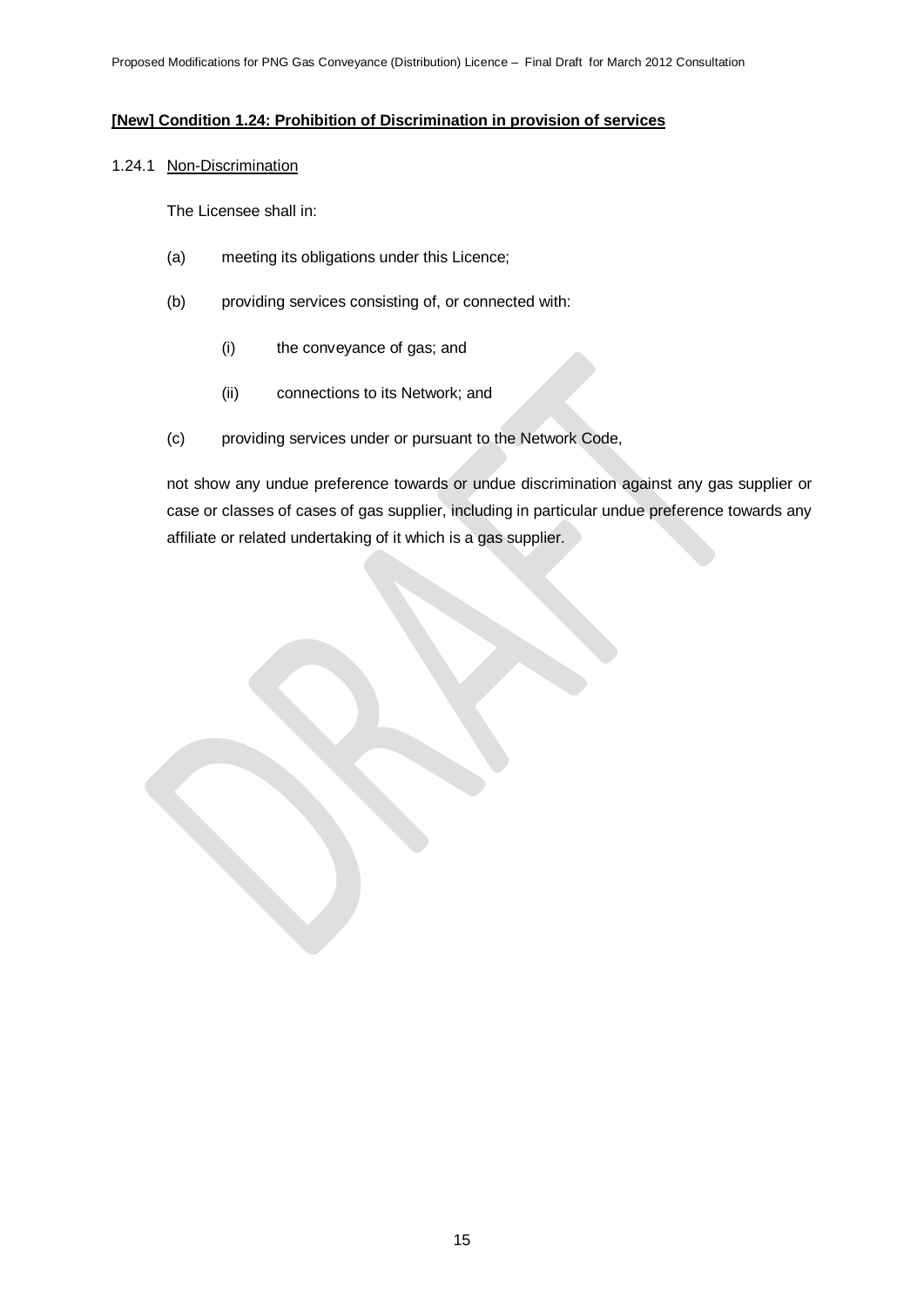**[New] Condition 1.24: Prohibition of Discrimination in provision of services**

1.24.1 Non-Discrimination

The Licensee shall in:

(a) meeting its obligations under this Licence;

(b) providing services consisting of, or connected with:

 (i) the conveyance of gas; and

 (ii) connections to its Network; and

(c) providing services under or pursuant to the Network Code,

not show any undue preference towards or undue discrimination against any gas supplier or case or classes of cases of gas supplier, including in particular undue preference towards any affiliate or related undertaking of it which is a gas supplier.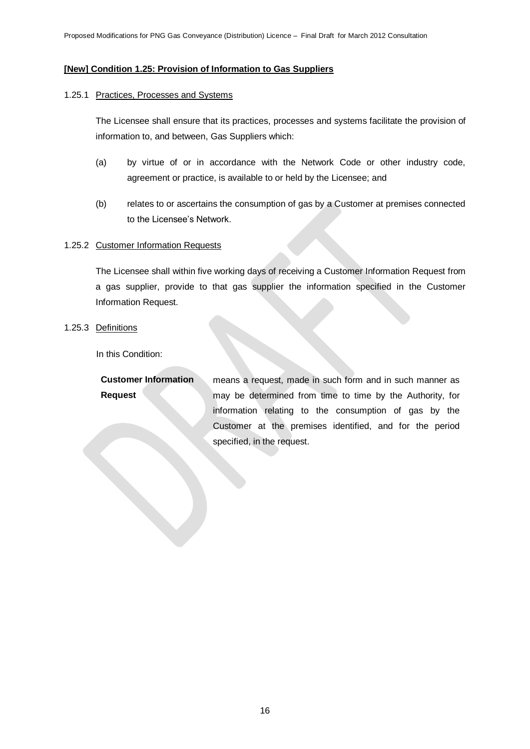**[New] Condition 1.25: Provision of Information to Gas Suppliers**

1.25.1 Practices, Processes and Systems

The Licensee shall ensure that its practices, processes and systems facilitate the provision of information to, and between, Gas Suppliers which:

(a) by virtue of or in accordance with the Network Code or other industry code, agreement or practice, is available to or held by the Licensee; and

(b) relates to or ascertains the consumption of gas by a Customer at premises connected to the Licensee's Network.

1.25.2 Customer Information Requests

The Licensee shall within five working days of receiving a Customer Information Request from a gas supplier, provide to that gas supplier the information specified in the Customer Information Request.

1.25.3 Definitions

In this Condition:

**Customer Information Request** means a request, made in such form and in such manner as may be determined from time to time by the Authority, for information relating to the consumption of gas by the Customer at the premises identified, and for the period specified, in the request.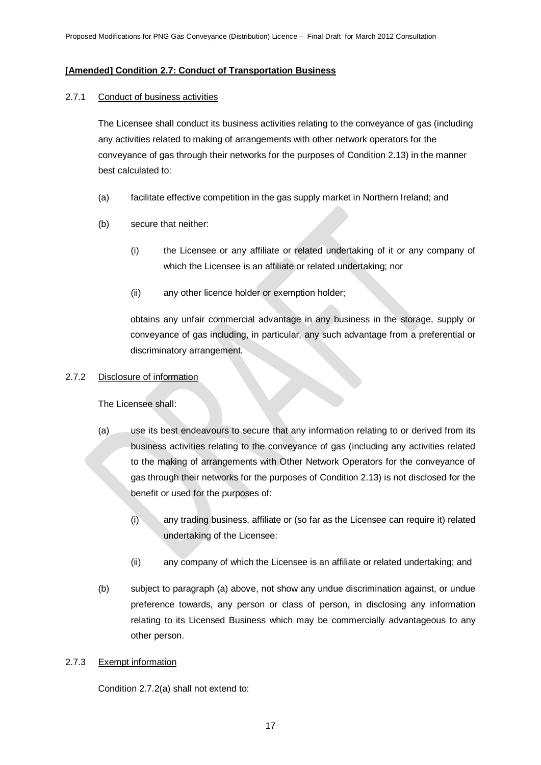**[Amended] Condition 2.7: Conduct of Transportation Business**

2.7.1 Conduct of business activities

The Licensee shall conduct its business activities relating to the conveyance of gas (including any activities related to making of arrangements with other network operators for the conveyance of gas through their networks for the purposes of Condition 2.13) in the manner best calculated to:

(a) facilitate effective competition in the gas supply market in Northern Ireland; and

(b) secure that neither:

(i) the Licensee or any affiliate or related undertaking of it or any company of which the Licensee is an affiliate or related undertaking; nor

(ii) any other licence holder or exemption holder;

obtains any unfair commercial advantage in any business in the storage, supply or conveyance of gas including, in particular, any such advantage from a preferential or discriminatory arrangement.

2.7.2 Disclosure of information

The Licensee shall:

(a) use its best endeavours to secure that any information relating to or derived from its business activities relating to the conveyance of gas (including any activities related to the making of arrangements with Other Network Operators for the conveyance of gas through their networks for the purposes of Condition 2.13) is not disclosed for the benefit or used for the purposes of:

(i) any trading business, affiliate or (so far as the Licensee can require it) related undertaking of the Licensee:

(ii) any company of which the Licensee is an affiliate or related undertaking; and

(b) subject to paragraph (a) above, not show any undue discrimination against, or undue preference towards, any person or class of person, in disclosing any information relating to its Licensed Business which may be commercially advantageous to any other person.

2.7.3 Exempt information

Condition 2.7.2(a) shall not extend to: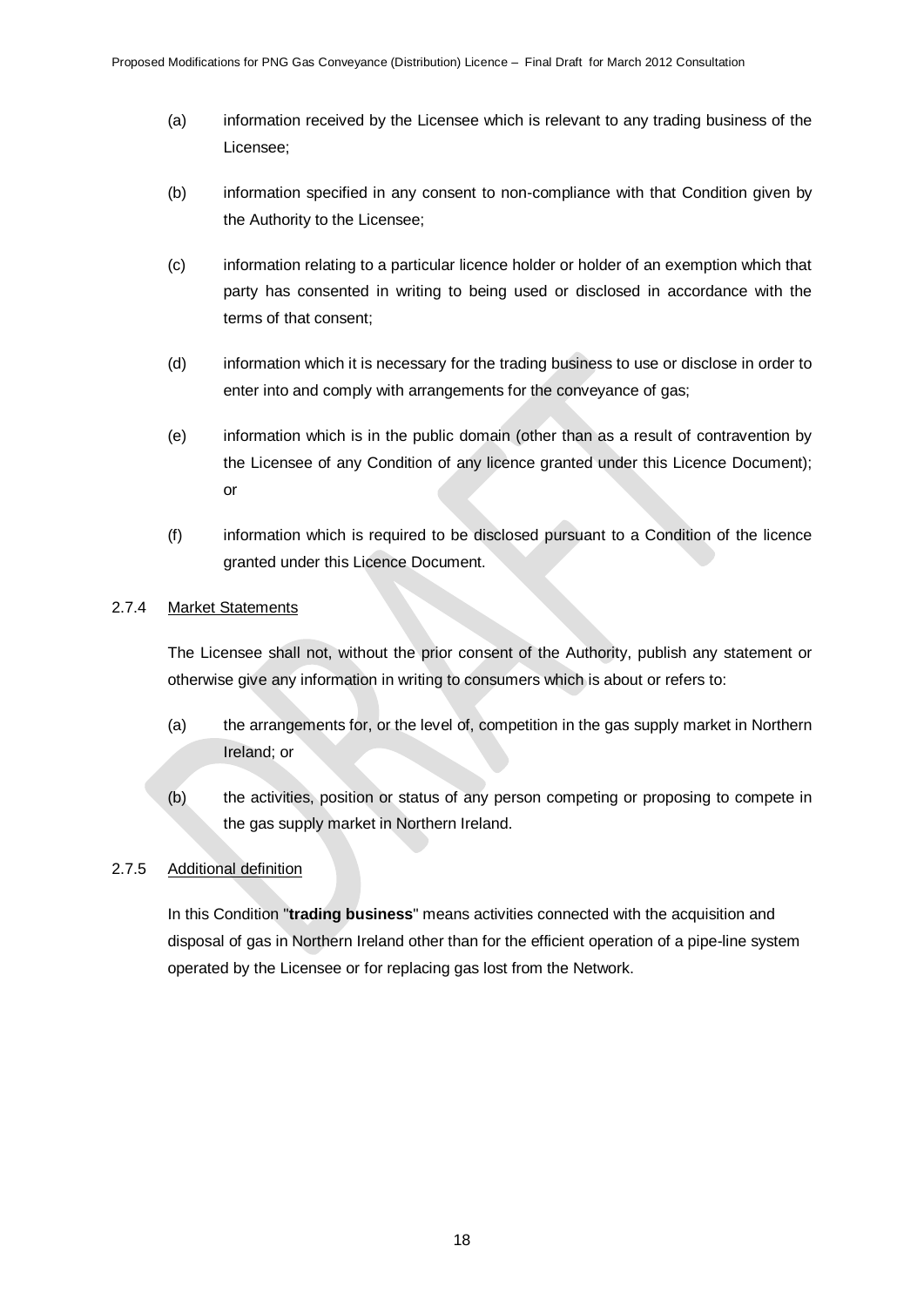(a) information received by the Licensee which is relevant to any trading business of the Licensee;

(b) information specified in any consent to non-compliance with that Condition given by the Authority to the Licensee;

(c) information relating to a particular licence holder or holder of an exemption which that party has consented in writing to being used or disclosed in accordance with the terms of that consent;

(d) information which it is necessary for the trading business to use or disclose in order to enter into and comply with arrangements for the conveyance of gas;

(e) information which is in the public domain (other than as a result of contravention by the Licensee of any Condition of any licence granted under this Licence Document); or

(f) information which is required to be disclosed pursuant to a Condition of the licence granted under this Licence Document.

2.7.4 Market Statements

The Licensee shall not, without the prior consent of the Authority, publish any statement or otherwise give any information in writing to consumers which is about or refers to:

(a) the arrangements for, or the level of, competition in the gas supply market in Northern Ireland; or

(b) the activities, position or status of any person competing or proposing to compete in the gas supply market in Northern Ireland.

2.7.5 Additional definition

In this Condition "**trading business**" means activities connected with the acquisition and disposal of gas in Northern Ireland other than for the efficient operation of a pipe-line system operated by the Licensee or for replacing gas lost from the Network.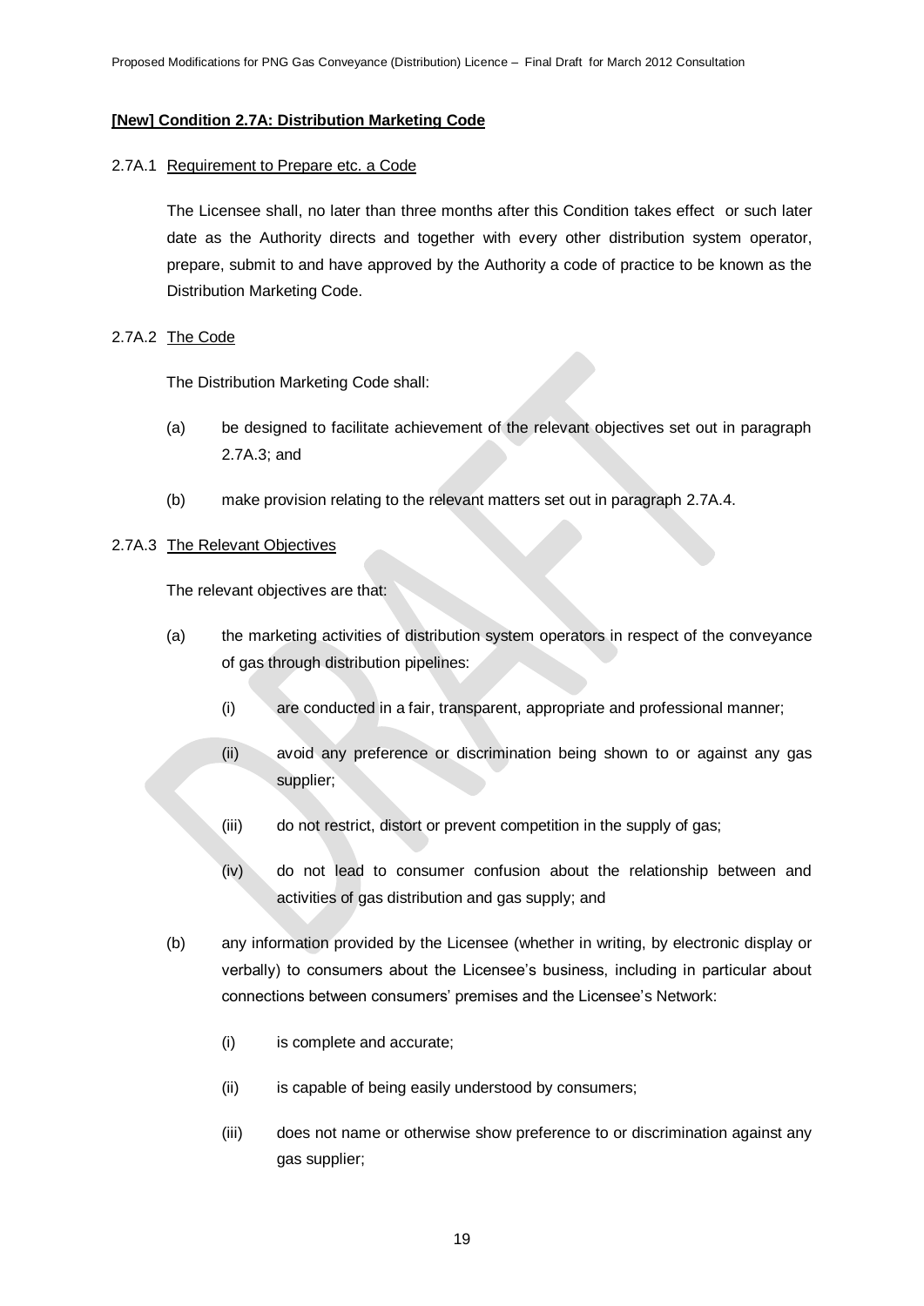**[New] Condition 2.7A: Distribution Marketing Code**

2.7A.1 Requirement to Prepare etc. a Code

The Licensee shall, no later than three months after this Condition takes effect or such later date as the Authority directs and together with every other distribution system operator, prepare, submit to and have approved by the Authority a code of practice to be known as the Distribution Marketing Code.

2.7A.2 The Code

The Distribution Marketing Code shall:

(a) be designed to facilitate achievement of the relevant objectives set out in paragraph 2.7A.3; and

(b) make provision relating to the relevant matters set out in paragraph 2.7A.4.

2.7A.3 The Relevant Objectives

The relevant objectives are that:

(a) the marketing activities of distribution system operators in respect of the conveyance of gas through distribution pipelines:

(i) are conducted in a fair, transparent, appropriate and professional manner;

(ii) avoid any preference or discrimination being shown to or against any gas supplier;

(iii) do not restrict, distort or prevent competition in the supply of gas;

(iv) do not lead to consumer confusion about the relationship between and activities of gas distribution and gas supply; and

(b) any information provided by the Licensee (whether in writing, by electronic display or verbally) to consumers about the Licensee's business, including in particular about connections between consumers' premises and the Licensee's Network:

(i) is complete and accurate;

(ii) is capable of being easily understood by consumers;

(iii) does not name or otherwise show preference to or discrimination against any gas supplier;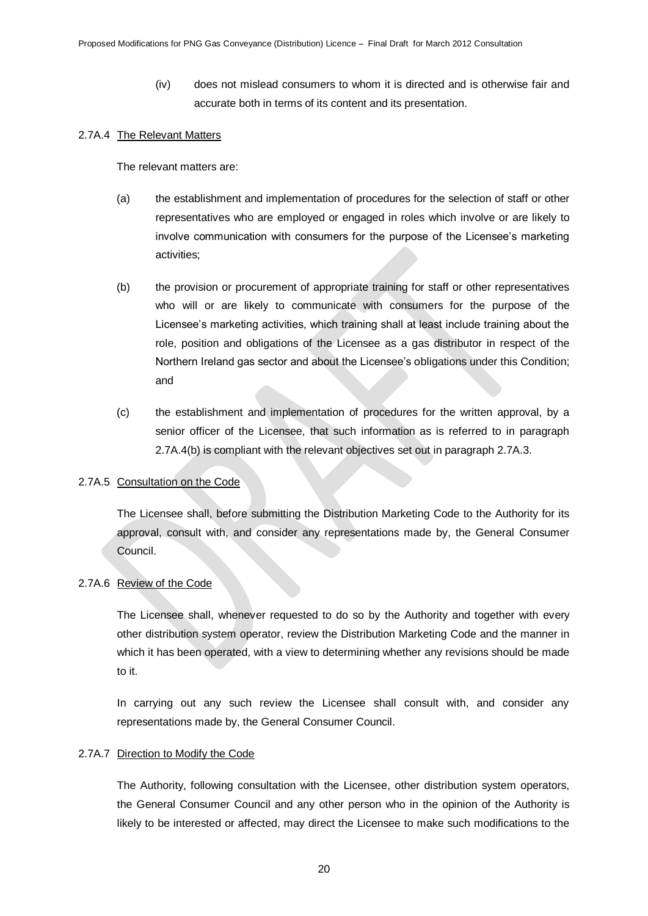(iv) does not mislead consumers to whom it is directed and is otherwise fair and accurate both in terms of its content and its presentation.

2.7A.4 The Relevant Matters

The relevant matters are:

(a) the establishment and implementation of procedures for the selection of staff or other representatives who are employed or engaged in roles which involve or are likely to involve communication with consumers for the purpose of the Licensee's marketing activities;

(b) the provision or procurement of appropriate training for staff or other representatives who will or are likely to communicate with consumers for the purpose of the Licensee's marketing activities, which training shall at least include training about the role, position and obligations of the Licensee as a gas distributor in respect of the Northern Ireland gas sector and about the Licensee's obligations under this Condition; and

(c) the establishment and implementation of procedures for the written approval, by a senior officer of the Licensee, that such information as is referred to in paragraph 2.7A.4(b) is compliant with the relevant objectives set out in paragraph 2.7A.3.

2.7A.5 Consultation on the Code

The Licensee shall, before submitting the Distribution Marketing Code to the Authority for its approval, consult with, and consider any representations made by, the General Consumer Council.

2.7A.6 Review of the Code

The Licensee shall, whenever requested to do so by the Authority and together with every other distribution system operator, review the Distribution Marketing Code and the manner in which it has been operated, with a view to determining whether any revisions should be made to it.

In carrying out any such review the Licensee shall consult with, and consider any representations made by, the General Consumer Council.

2.7A.7 Direction to Modify the Code

The Authority, following consultation with the Licensee, other distribution system operators, the General Consumer Council and any other person who in the opinion of the Authority is likely to be interested or affected, may direct the Licensee to make such modifications to the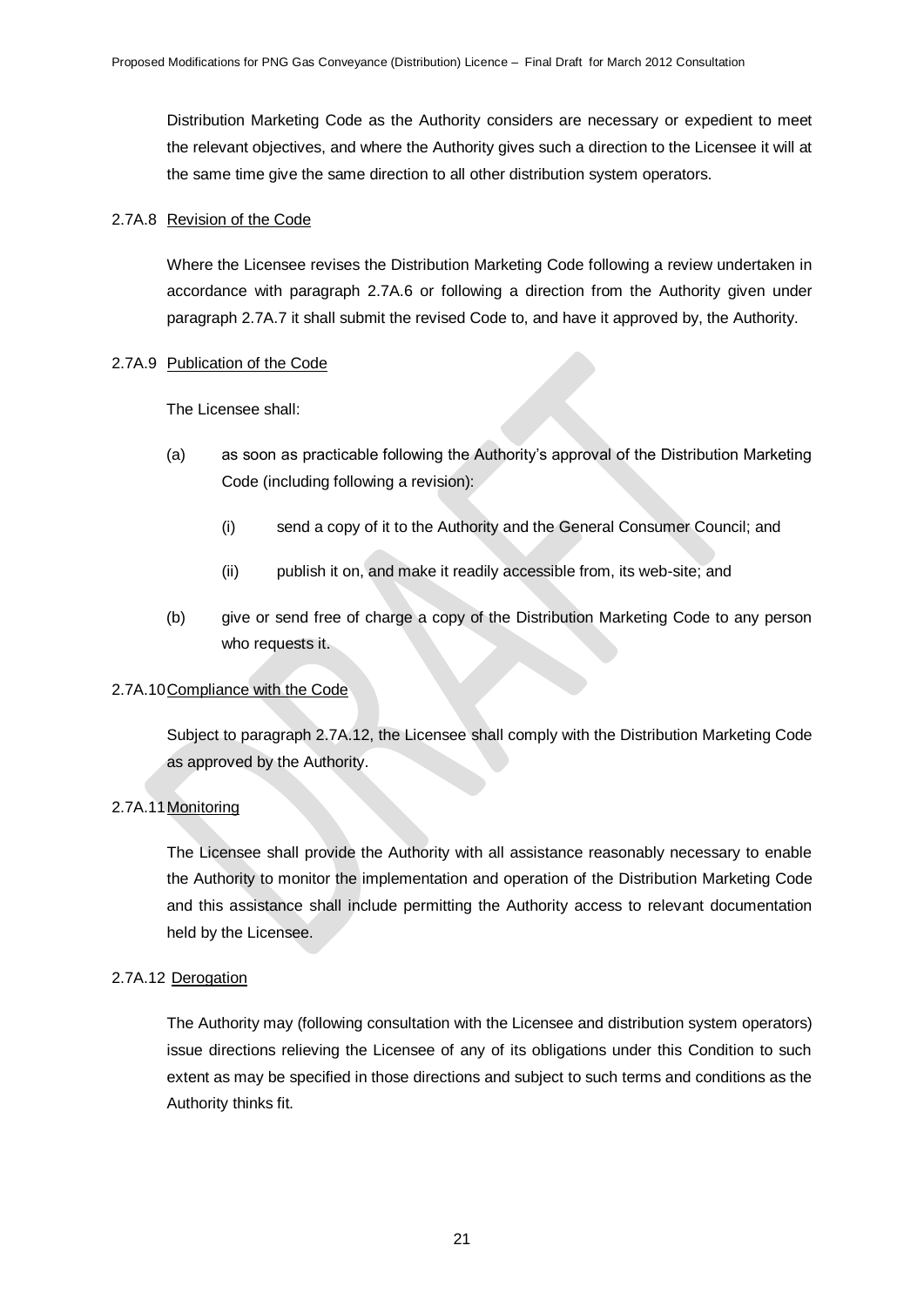Distribution Marketing Code as the Authority considers are necessary or expedient to meet the relevant objectives, and where the Authority gives such a direction to the Licensee it will at the same time give the same direction to all other distribution system operators.

2.7A.8 Revision of the Code

Where the Licensee revises the Distribution Marketing Code following a review undertaken in accordance with paragraph 2.7A.6 or following a direction from the Authority given under paragraph 2.7A.7 it shall submit the revised Code to, and have it approved by, the Authority.

2.7A.9 Publication of the Code

The Licensee shall:

(a) as soon as practicable following the Authority's approval of the Distribution Marketing Code (including following a revision):

  (i) send a copy of it to the Authority and the General Consumer Council; and

  (ii) publish it on, and make it readily accessible from, its web-site; and

(b) give or send free of charge a copy of the Distribution Marketing Code to any person who requests it.

2.7A.10 Compliance with the Code

Subject to paragraph 2.7A.12, the Licensee shall comply with the Distribution Marketing Code as approved by the Authority.

2.7A.11 Monitoring

The Licensee shall provide the Authority with all assistance reasonably necessary to enable the Authority to monitor the implementation and operation of the Distribution Marketing Code and this assistance shall include permitting the Authority access to relevant documentation held by the Licensee.

2.7A.12 Derogation

The Authority may (following consultation with the Licensee and distribution system operators) issue directions relieving the Licensee of any of its obligations under this Condition to such extent as may be specified in those directions and subject to such terms and conditions as the Authority thinks fit.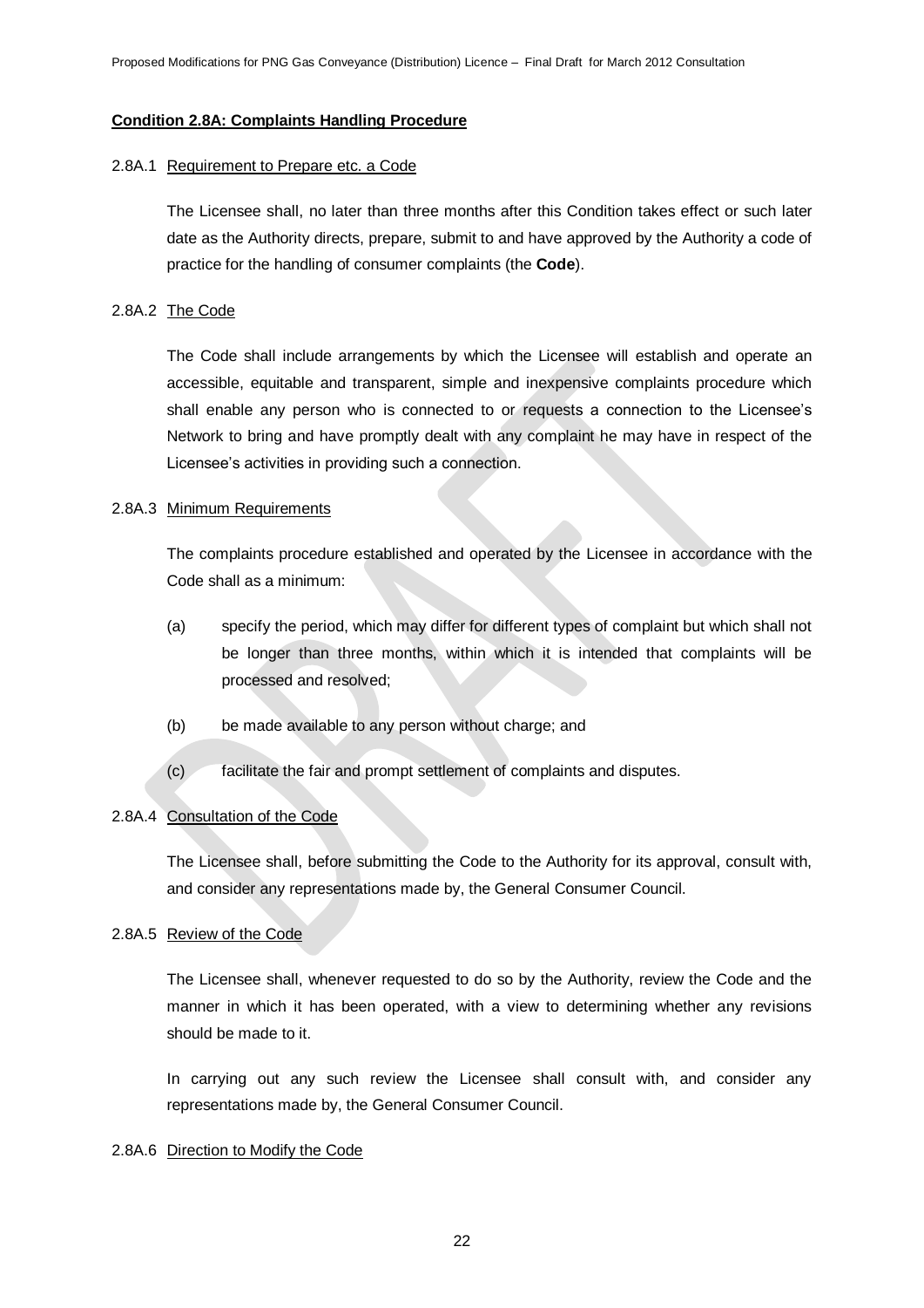**Condition 2.8A: Complaints Handling Procedure**

2.8A.1 Requirement to Prepare etc. a Code

The Licensee shall, no later than three months after this Condition takes effect or such later date as the Authority directs, prepare, submit to and have approved by the Authority a code of practice for the handling of consumer complaints (the **Code**).

2.8A.2 The Code

The Code shall include arrangements by which the Licensee will establish and operate an accessible, equitable and transparent, simple and inexpensive complaints procedure which shall enable any person who is connected to or requests a connection to the Licensee's Network to bring and have promptly dealt with any complaint he may have in respect of the Licensee's activities in providing such a connection.

2.8A.3 Minimum Requirements

The complaints procedure established and operated by the Licensee in accordance with the Code shall as a minimum:

(a) specify the period, which may differ for different types of complaint but which shall not be longer than three months, within which it is intended that complaints will be processed and resolved;

(b) be made available to any person without charge; and

(c) facilitate the fair and prompt settlement of complaints and disputes.

2.8A.4 Consultation of the Code

The Licensee shall, before submitting the Code to the Authority for its approval, consult with, and consider any representations made by, the General Consumer Council.

2.8A.5 Review of the Code

The Licensee shall, whenever requested to do so by the Authority, review the Code and the manner in which it has been operated, with a view to determining whether any revisions should be made to it.

In carrying out any such review the Licensee shall consult with, and consider any representations made by, the General Consumer Council.

2.8A.6 Direction to Modify the Code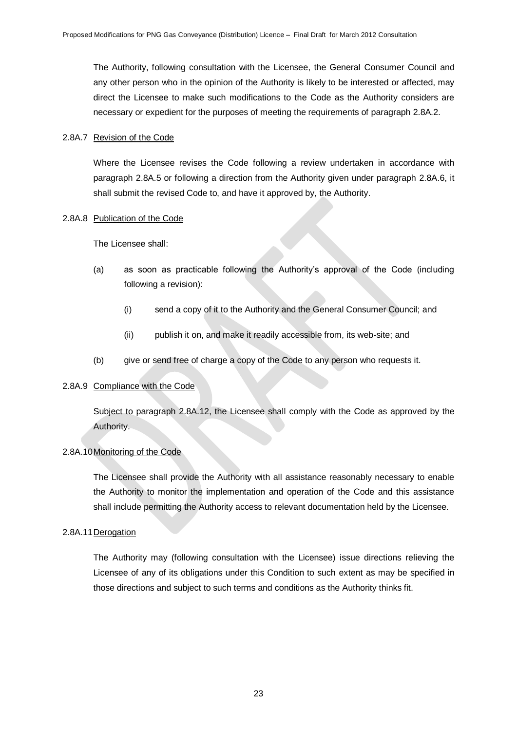The Authority, following consultation with the Licensee, the General Consumer Council and any other person who in the opinion of the Authority is likely to be interested or affected, may direct the Licensee to make such modifications to the Code as the Authority considers are necessary or expedient for the purposes of meeting the requirements of paragraph 2.8A.2.

2.8A.7 Revision of the Code

Where the Licensee revises the Code following a review undertaken in accordance with paragraph 2.8A.5 or following a direction from the Authority given under paragraph 2.8A.6, it shall submit the revised Code to, and have it approved by, the Authority.

2.8A.8 Publication of the Code

The Licensee shall:

(a) as soon as practicable following the Authority's approval of the Code (including following a revision):

(i) send a copy of it to the Authority and the General Consumer Council; and

(ii) publish it on, and make it readily accessible from, its web-site; and

(b) give or send free of charge a copy of the Code to any person who requests it.

2.8A.9 Compliance with the Code

Subject to paragraph 2.8A.12, the Licensee shall comply with the Code as approved by the Authority.

2.8A.10 Monitoring of the Code

The Licensee shall provide the Authority with all assistance reasonably necessary to enable the Authority to monitor the implementation and operation of the Code and this assistance shall include permitting the Authority access to relevant documentation held by the Licensee.

2.8A.11 Derogation

The Authority may (following consultation with the Licensee) issue directions relieving the Licensee of any of its obligations under this Condition to such extent as may be specified in those directions and subject to such terms and conditions as the Authority thinks fit.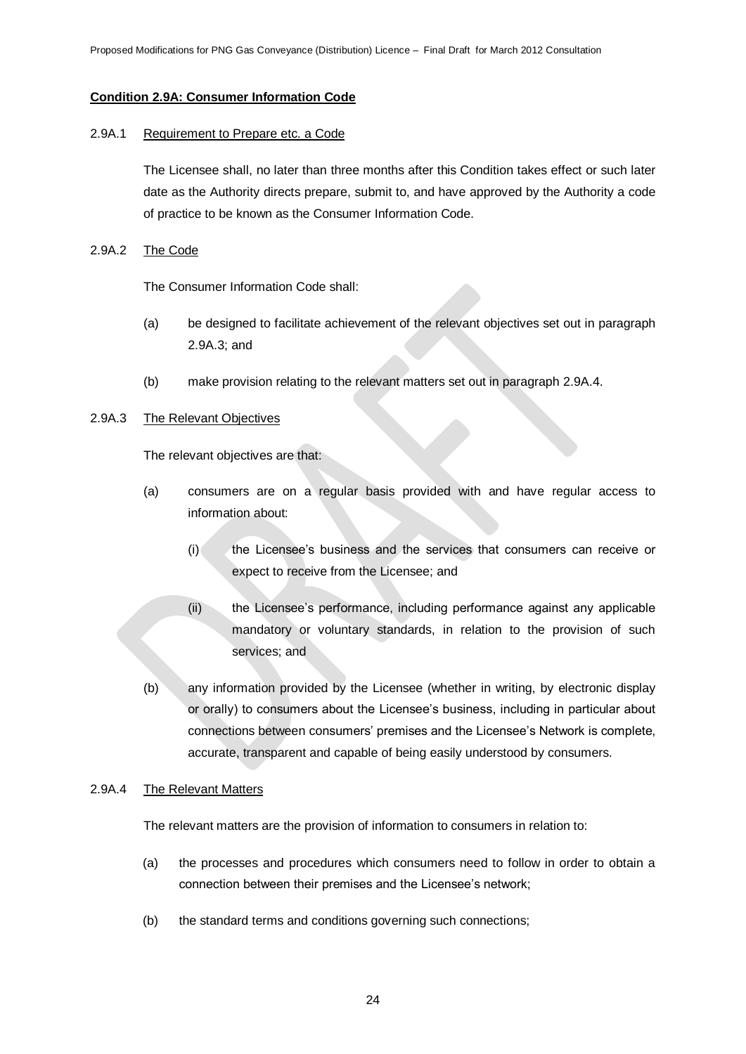**Condition 2.9A: Consumer Information Code**

2.9A.1 Requirement to Prepare etc. a Code

The Licensee shall, no later than three months after this Condition takes effect or such later date as the Authority directs prepare, submit to, and have approved by the Authority a code of practice to be known as the Consumer Information Code.

2.9A.2 The Code

The Consumer Information Code shall:

(a) be designed to facilitate achievement of the relevant objectives set out in paragraph 2.9A.3; and

(b) make provision relating to the relevant matters set out in paragraph 2.9A.4.

2.9A.3 The Relevant Objectives

The relevant objectives are that:

(a) consumers are on a regular basis provided with and have regular access to information about:

(i) the Licensee's business and the services that consumers can receive or expect to receive from the Licensee; and

(ii) the Licensee's performance, including performance against any applicable mandatory or voluntary standards, in relation to the provision of such services; and

(b) any information provided by the Licensee (whether in writing, by electronic display or orally) to consumers about the Licensee's business, including in particular about connections between consumers' premises and the Licensee's Network is complete, accurate, transparent and capable of being easily understood by consumers.

2.9A.4 The Relevant Matters

The relevant matters are the provision of information to consumers in relation to:

(a) the processes and procedures which consumers need to follow in order to obtain a connection between their premises and the Licensee's network;

(b) the standard terms and conditions governing such connections;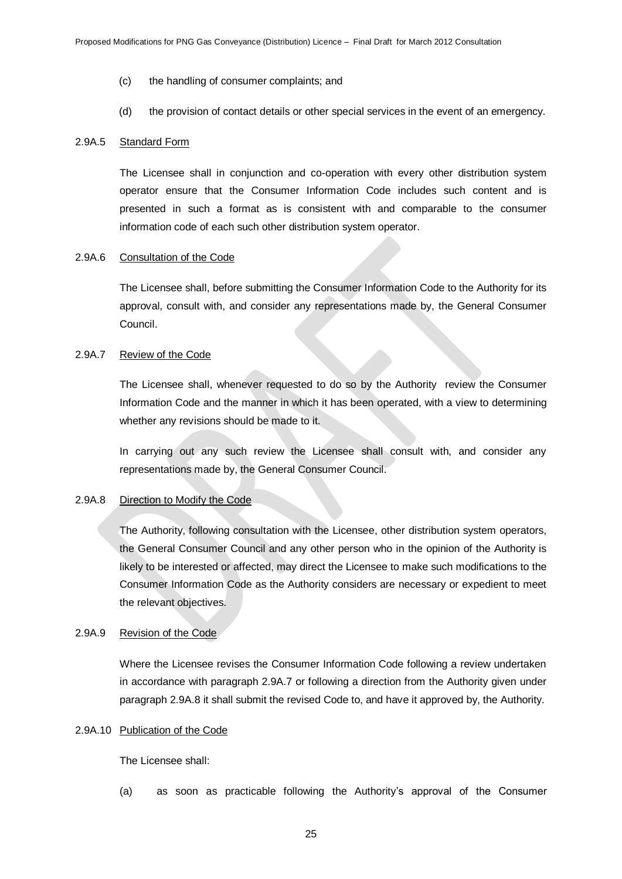(c) the handling of consumer complaints; and

(d) the provision of contact details or other special services in the event of an emergency.

2.9A.5 <u>Standard Form</u>

The Licensee shall in conjunction and co-operation with every other distribution system operator ensure that the Consumer Information Code includes such content and is presented in such a format as is consistent with and comparable to the consumer information code of each such other distribution system operator.

2.9A.6 <u>Consultation of the Code</u>

The Licensee shall, before submitting the Consumer Information Code to the Authority for its approval, consult with, and consider any representations made by, the General Consumer Council.

2.9A.7 <u>Review of the Code</u>

The Licensee shall, whenever requested to do so by the Authority review the Consumer Information Code and the manner in which it has been operated, with a view to determining whether any revisions should be made to it.

In carrying out any such review the Licensee shall consult with, and consider any representations made by, the General Consumer Council.

2.9A.8 <u>Direction to Modify the Code</u>

The Authority, following consultation with the Licensee, other distribution system operators, the General Consumer Council and any other person who in the opinion of the Authority is likely to be interested or affected, may direct the Licensee to make such modifications to the Consumer Information Code as the Authority considers are necessary or expedient to meet the relevant objectives.

2.9A.9 <u>Revision of the Code</u>

Where the Licensee revises the Consumer Information Code following a review undertaken in accordance with paragraph 2.9A.7 or following a direction from the Authority given under paragraph 2.9A.8 it shall submit the revised Code to, and have it approved by, the Authority.

2.9A.10 <u>Publication of the Code</u>

The Licensee shall:

(a) as soon as practicable following the Authority's approval of the Consumer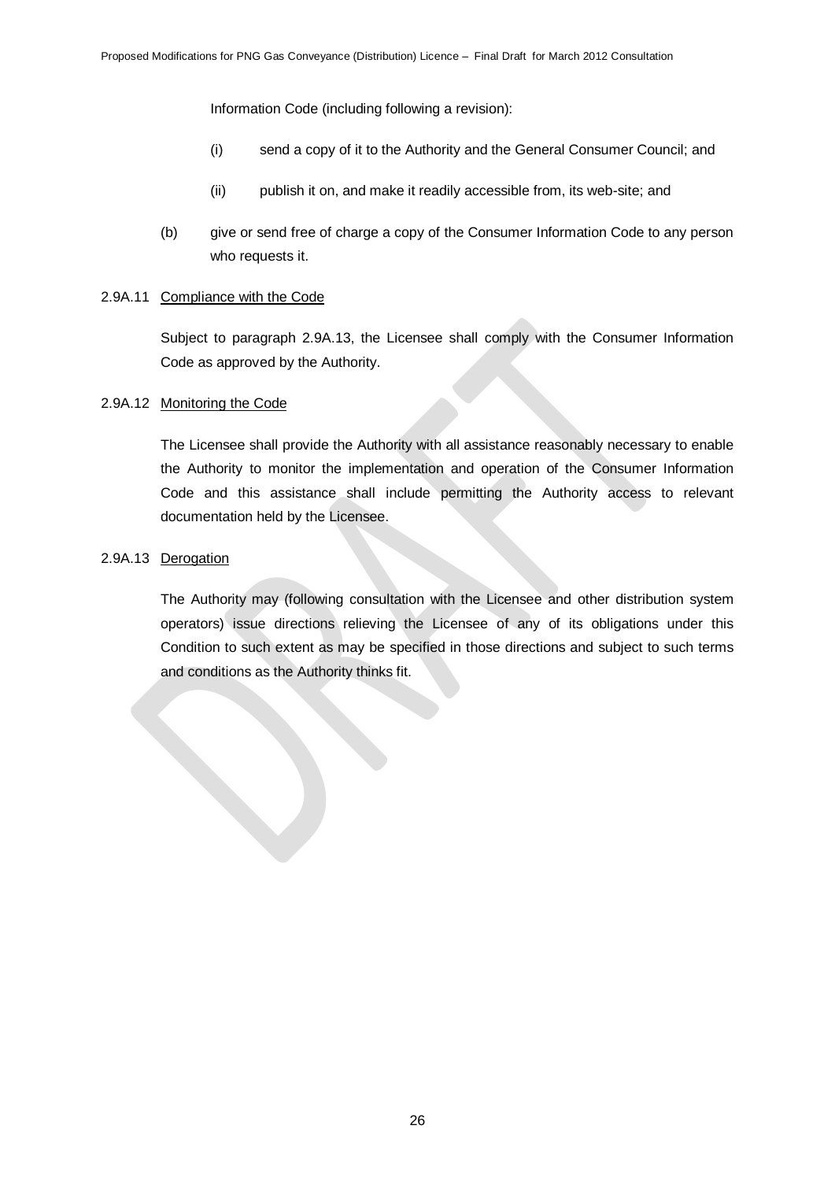Information Code (including following a revision):

(i) send a copy of it to the Authority and the General Consumer Council; and

(ii) publish it on, and make it readily accessible from, its web-site; and

(b) give or send free of charge a copy of the Consumer Information Code to any person who requests it.

2.9A.11 Compliance with the Code

Subject to paragraph 2.9A.13, the Licensee shall comply with the Consumer Information Code as approved by the Authority.

2.9A.12 Monitoring the Code

The Licensee shall provide the Authority with all assistance reasonably necessary to enable the Authority to monitor the implementation and operation of the Consumer Information Code and this assistance shall include permitting the Authority access to relevant documentation held by the Licensee.

2.9A.13 Derogation

The Authority may (following consultation with the Licensee and other distribution system operators) issue directions relieving the Licensee of any of its obligations under this Condition to such extent as may be specified in those directions and subject to such terms and conditions as the Authority thinks fit.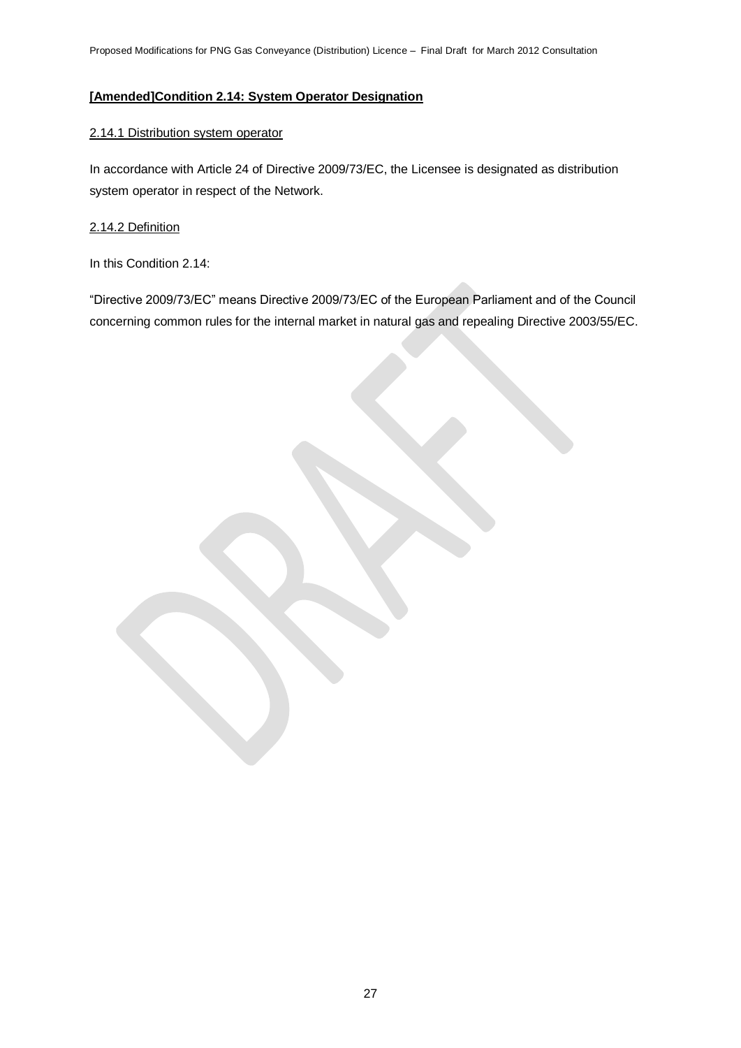**[Amended]Condition 2.14: System Operator Designation**

2.14.1 Distribution system operator

In accordance with Article 24 of Directive 2009/73/EC, the Licensee is designated as distribution system operator in respect of the Network.

2.14.2 Definition

In this Condition 2.14:

"Directive 2009/73/EC" means Directive 2009/73/EC of the European Parliament and of the Council concerning common rules for the internal market in natural gas and repealing Directive 2003/55/EC.